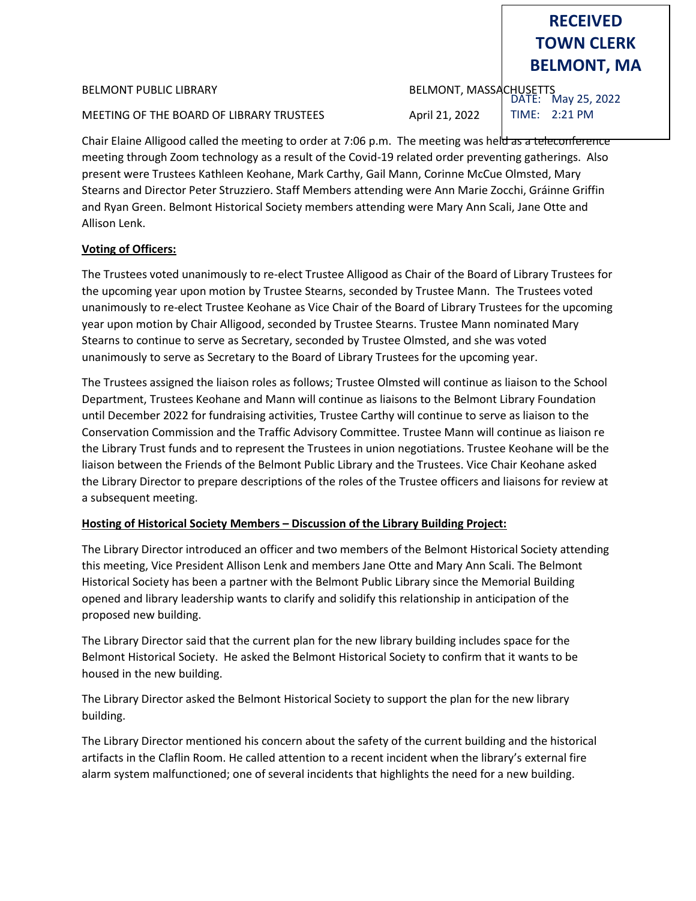**RECEIVED**
**TOWN CLERK**
**BELMONT, MA**

DATE: May 25, 2022
TIME: 2:21 PM

BELMONT PUBLIC LIBRARY — BELMONT, MASSACHUSETTS

MEETING OF THE BOARD OF LIBRARY TRUSTEES — April 21, 2022

Chair Elaine Alligood called the meeting to order at 7:06 p.m. The meeting was held as a teleconference meeting through Zoom technology as a result of the Covid-19 related order preventing gatherings. Also present were Trustees Kathleen Keohane, Mark Carthy, Gail Mann, Corinne McCue Olmsted, Mary Stearns and Director Peter Struzziero. Staff Members attending were Ann Marie Zocchi, Gráinne Griffin and Ryan Green. Belmont Historical Society members attending were Mary Ann Scali, Jane Otte and Allison Lenk.

**Voting of Officers:**

The Trustees voted unanimously to re-elect Trustee Alligood as Chair of the Board of Library Trustees for the upcoming year upon motion by Trustee Stearns, seconded by Trustee Mann. The Trustees voted unanimously to re-elect Trustee Keohane as Vice Chair of the Board of Library Trustees for the upcoming year upon motion by Chair Alligood, seconded by Trustee Stearns. Trustee Mann nominated Mary Stearns to continue to serve as Secretary, seconded by Trustee Olmsted, and she was voted unanimously to serve as Secretary to the Board of Library Trustees for the upcoming year.

The Trustees assigned the liaison roles as follows; Trustee Olmsted will continue as liaison to the School Department, Trustees Keohane and Mann will continue as liaisons to the Belmont Library Foundation until December 2022 for fundraising activities, Trustee Carthy will continue to serve as liaison to the Conservation Commission and the Traffic Advisory Committee. Trustee Mann will continue as liaison re the Library Trust funds and to represent the Trustees in union negotiations. Trustee Keohane will be the liaison between the Friends of the Belmont Public Library and the Trustees. Vice Chair Keohane asked the Library Director to prepare descriptions of the roles of the Trustee officers and liaisons for review at a subsequent meeting.

**Hosting of Historical Society Members – Discussion of the Library Building Project:**

The Library Director introduced an officer and two members of the Belmont Historical Society attending this meeting, Vice President Allison Lenk and members Jane Otte and Mary Ann Scali. The Belmont Historical Society has been a partner with the Belmont Public Library since the Memorial Building opened and library leadership wants to clarify and solidify this relationship in anticipation of the proposed new building.

The Library Director said that the current plan for the new library building includes space for the Belmont Historical Society. He asked the Belmont Historical Society to confirm that it wants to be housed in the new building.

The Library Director asked the Belmont Historical Society to support the plan for the new library building.

The Library Director mentioned his concern about the safety of the current building and the historical artifacts in the Claflin Room. He called attention to a recent incident when the library's external fire alarm system malfunctioned; one of several incidents that highlights the need for a new building.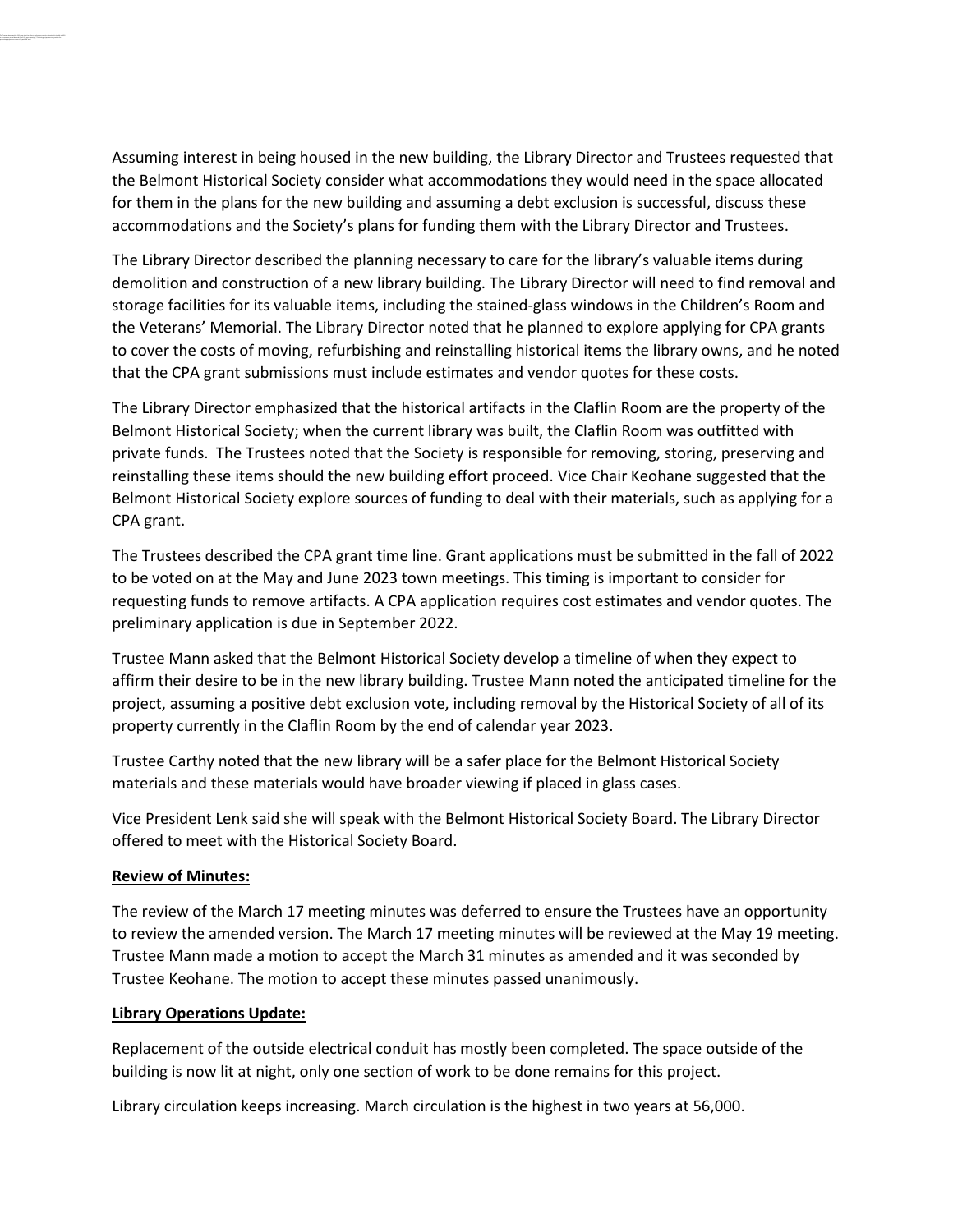Assuming interest in being housed in the new building, the Library Director and Trustees requested that the Belmont Historical Society consider what accommodations they would need in the space allocated for them in the plans for the new building and assuming a debt exclusion is successful, discuss these accommodations and the Society's plans for funding them with the Library Director and Trustees.

The Library Director described the planning necessary to care for the library's valuable items during demolition and construction of a new library building. The Library Director will need to find removal and storage facilities for its valuable items, including the stained-glass windows in the Children's Room and the Veterans' Memorial. The Library Director noted that he planned to explore applying for CPA grants to cover the costs of moving, refurbishing and reinstalling historical items the library owns, and he noted that the CPA grant submissions must include estimates and vendor quotes for these costs.

The Library Director emphasized that the historical artifacts in the Claflin Room are the property of the Belmont Historical Society; when the current library was built, the Claflin Room was outfitted with private funds. The Trustees noted that the Society is responsible for removing, storing, preserving and reinstalling these items should the new building effort proceed. Vice Chair Keohane suggested that the Belmont Historical Society explore sources of funding to deal with their materials, such as applying for a CPA grant.

The Trustees described the CPA grant time line. Grant applications must be submitted in the fall of 2022 to be voted on at the May and June 2023 town meetings. This timing is important to consider for requesting funds to remove artifacts. A CPA application requires cost estimates and vendor quotes. The preliminary application is due in September 2022.

Trustee Mann asked that the Belmont Historical Society develop a timeline of when they expect to affirm their desire to be in the new library building. Trustee Mann noted the anticipated timeline for the project, assuming a positive debt exclusion vote, including removal by the Historical Society of all of its property currently in the Claflin Room by the end of calendar year 2023.

Trustee Carthy noted that the new library will be a safer place for the Belmont Historical Society materials and these materials would have broader viewing if placed in glass cases.

Vice President Lenk said she will speak with the Belmont Historical Society Board. The Library Director offered to meet with the Historical Society Board.

**Review of Minutes:**

The review of the March 17 meeting minutes was deferred to ensure the Trustees have an opportunity to review the amended version. The March 17 meeting minutes will be reviewed at the May 19 meeting. Trustee Mann made a motion to accept the March 31 minutes as amended and it was seconded by Trustee Keohane. The motion to accept these minutes passed unanimously.

**Library Operations Update:**

Replacement of the outside electrical conduit has mostly been completed. The space outside of the building is now lit at night, only one section of work to be done remains for this project.

Library circulation keeps increasing. March circulation is the highest in two years at 56,000.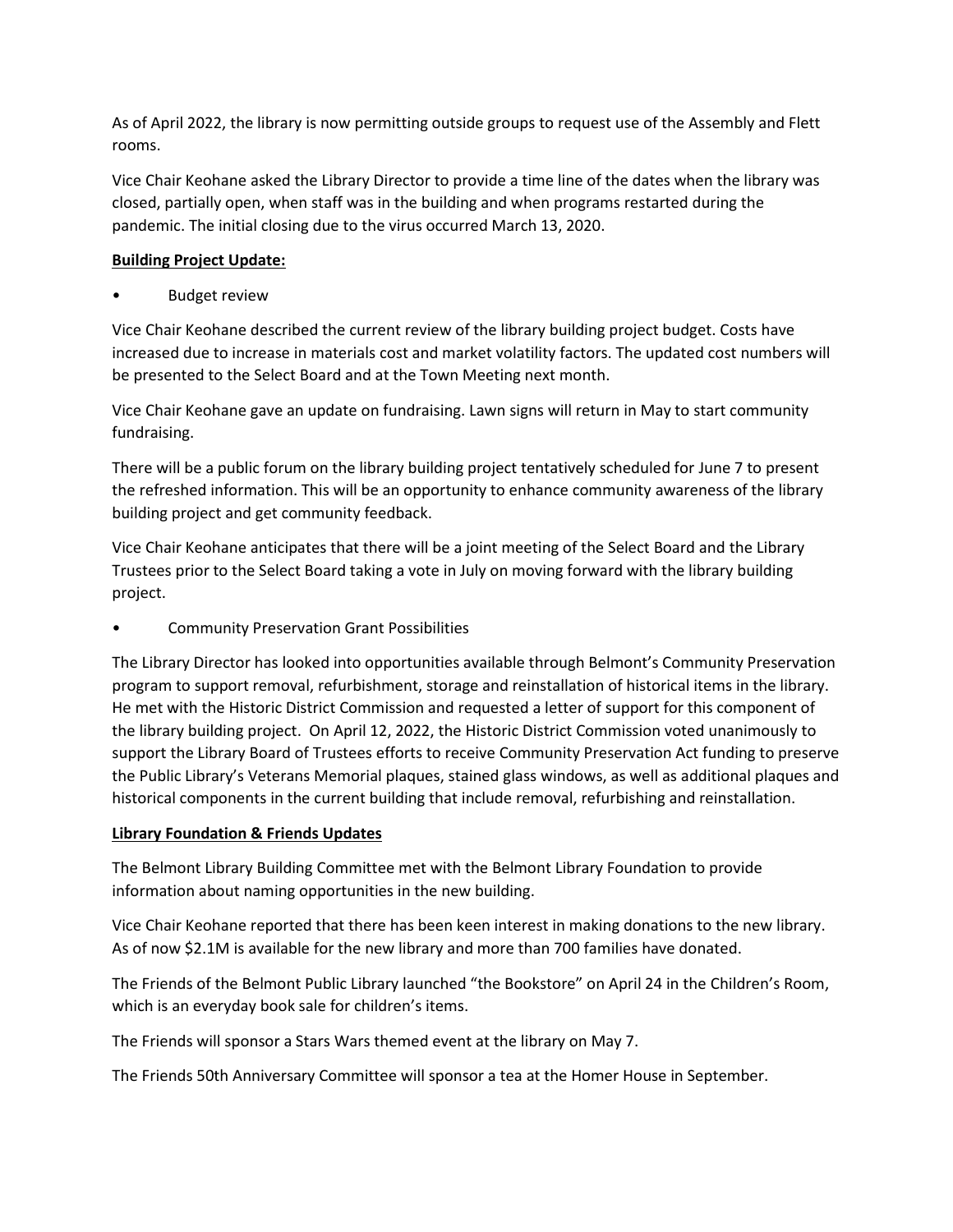As of April 2022, the library is now permitting outside groups to request use of the Assembly and Flett rooms.

Vice Chair Keohane asked the Library Director to provide a time line of the dates when the library was closed, partially open, when staff was in the building and when programs restarted during the pandemic. The initial closing due to the virus occurred March 13, 2020.

**Building Project Update:**

- Budget review

Vice Chair Keohane described the current review of the library building project budget. Costs have increased due to increase in materials cost and market volatility factors. The updated cost numbers will be presented to the Select Board and at the Town Meeting next month.

Vice Chair Keohane gave an update on fundraising. Lawn signs will return in May to start community fundraising.

There will be a public forum on the library building project tentatively scheduled for June 7 to present the refreshed information. This will be an opportunity to enhance community awareness of the library building project and get community feedback.

Vice Chair Keohane anticipates that there will be a joint meeting of the Select Board and the Library Trustees prior to the Select Board taking a vote in July on moving forward with the library building project.

- Community Preservation Grant Possibilities

The Library Director has looked into opportunities available through Belmont's Community Preservation program to support removal, refurbishment, storage and reinstallation of historical items in the library. He met with the Historic District Commission and requested a letter of support for this component of the library building project. On April 12, 2022, the Historic District Commission voted unanimously to support the Library Board of Trustees efforts to receive Community Preservation Act funding to preserve the Public Library's Veterans Memorial plaques, stained glass windows, as well as additional plaques and historical components in the current building that include removal, refurbishing and reinstallation.

**Library Foundation & Friends Updates**

The Belmont Library Building Committee met with the Belmont Library Foundation to provide information about naming opportunities in the new building.

Vice Chair Keohane reported that there has been keen interest in making donations to the new library. As of now $2.1M is available for the new library and more than 700 families have donated.

The Friends of the Belmont Public Library launched "the Bookstore" on April 24 in the Children's Room, which is an everyday book sale for children's items.

The Friends will sponsor a Stars Wars themed event at the library on May 7.

The Friends 50th Anniversary Committee will sponsor a tea at the Homer House in September.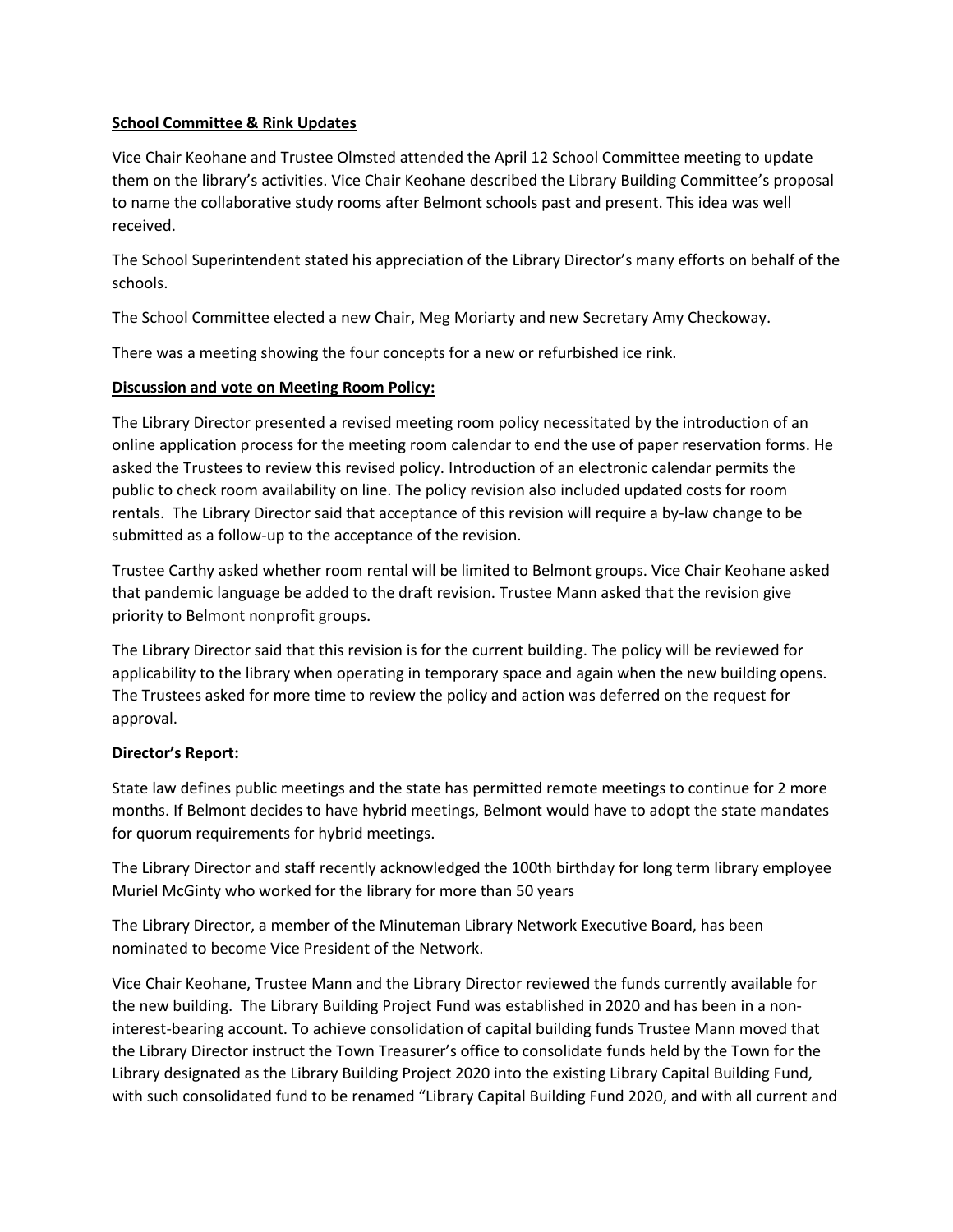**School Committee & Rink Updates**

Vice Chair Keohane and Trustee Olmsted attended the April 12 School Committee meeting to update them on the library's activities. Vice Chair Keohane described the Library Building Committee's proposal to name the collaborative study rooms after Belmont schools past and present. This idea was well received.

The School Superintendent stated his appreciation of the Library Director's many efforts on behalf of the schools.

The School Committee elected a new Chair, Meg Moriarty and new Secretary Amy Checkoway.

There was a meeting showing the four concepts for a new or refurbished ice rink.

**Discussion and vote on Meeting Room Policy:**

The Library Director presented a revised meeting room policy necessitated by the introduction of an online application process for the meeting room calendar to end the use of paper reservation forms. He asked the Trustees to review this revised policy. Introduction of an electronic calendar permits the public to check room availability on line. The policy revision also included updated costs for room rentals. The Library Director said that acceptance of this revision will require a by-law change to be submitted as a follow-up to the acceptance of the revision.

Trustee Carthy asked whether room rental will be limited to Belmont groups. Vice Chair Keohane asked that pandemic language be added to the draft revision. Trustee Mann asked that the revision give priority to Belmont nonprofit groups.

The Library Director said that this revision is for the current building. The policy will be reviewed for applicability to the library when operating in temporary space and again when the new building opens. The Trustees asked for more time to review the policy and action was deferred on the request for approval.

**Director's Report:**

State law defines public meetings and the state has permitted remote meetings to continue for 2 more months. If Belmont decides to have hybrid meetings, Belmont would have to adopt the state mandates for quorum requirements for hybrid meetings.

The Library Director and staff recently acknowledged the 100th birthday for long term library employee Muriel McGinty who worked for the library for more than 50 years

The Library Director, a member of the Minuteman Library Network Executive Board, has been nominated to become Vice President of the Network.

Vice Chair Keohane, Trustee Mann and the Library Director reviewed the funds currently available for the new building. The Library Building Project Fund was established in 2020 and has been in a non-interest-bearing account. To achieve consolidation of capital building funds Trustee Mann moved that the Library Director instruct the Town Treasurer's office to consolidate funds held by the Town for the Library designated as the Library Building Project 2020 into the existing Library Capital Building Fund, with such consolidated fund to be renamed "Library Capital Building Fund 2020, and with all current and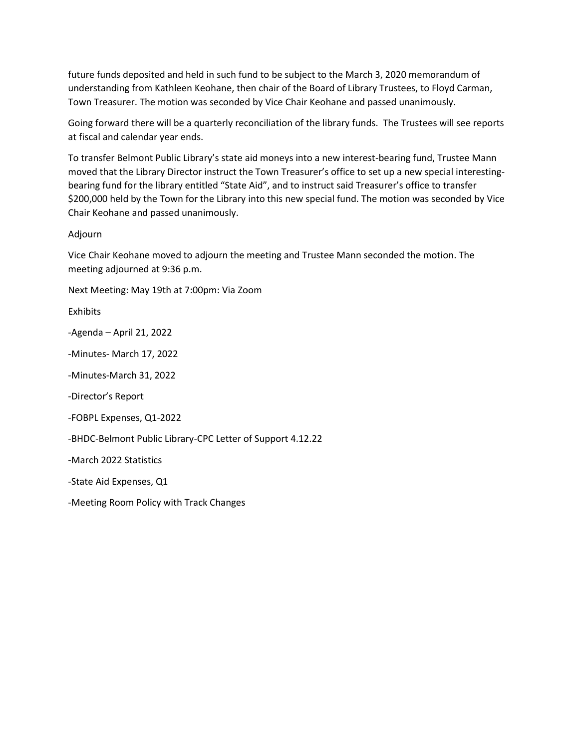future funds deposited and held in such fund to be subject to the March 3, 2020 memorandum of understanding from Kathleen Keohane, then chair of the Board of Library Trustees, to Floyd Carman, Town Treasurer. The motion was seconded by Vice Chair Keohane and passed unanimously.

Going forward there will be a quarterly reconciliation of the library funds. The Trustees will see reports at fiscal and calendar year ends.

To transfer Belmont Public Library's state aid moneys into a new interest-bearing fund, Trustee Mann moved that the Library Director instruct the Town Treasurer's office to set up a new special interesting-bearing fund for the library entitled "State Aid", and to instruct said Treasurer's office to transfer $200,000 held by the Town for the Library into this new special fund. The motion was seconded by Vice Chair Keohane and passed unanimously.

Adjourn

Vice Chair Keohane moved to adjourn the meeting and Trustee Mann seconded the motion. The meeting adjourned at 9:36 p.m.

Next Meeting: May 19th at 7:00pm: Via Zoom

Exhibits

-Agenda – April 21, 2022

-Minutes- March 17, 2022

-Minutes-March 31, 2022

-Director's Report

-FOBPL Expenses, Q1-2022

-BHDC-Belmont Public Library-CPC Letter of Support 4.12.22

-March 2022 Statistics

-State Aid Expenses, Q1

-Meeting Room Policy with Track Changes